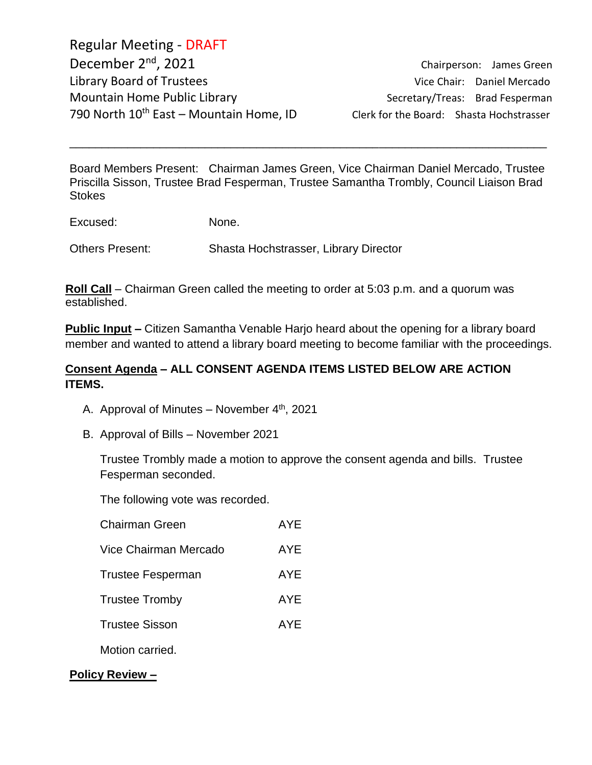Regular Meeting - DRAFT
December 2nd, 2021
Library Board of Trustees
Mountain Home Public Library
790 North 10th East – Mountain Home, ID

Chairperson: James Green
Vice Chair: Daniel Mercado
Secretary/Treas: Brad Fesperman
Clerk for the Board: Shasta Hochstrasser

---

Board Members Present: Chairman James Green, Vice Chairman Daniel Mercado, Trustee Priscilla Sisson, Trustee Brad Fesperman, Trustee Samantha Trombly, Council Liaison Brad Stokes

Excused: None.

Others Present: Shasta Hochstrasser, Library Director

**Roll Call** – Chairman Green called the meeting to order at 5:03 p.m. and a quorum was established.

**Public Input –** Citizen Samantha Venable Harjo heard about the opening for a library board member and wanted to attend a library board meeting to become familiar with the proceedings.

**Consent Agenda – ALL CONSENT AGENDA ITEMS LISTED BELOW ARE ACTION ITEMS.**

A. Approval of Minutes – November 4th, 2021

B. Approval of Bills – November 2021

Trustee Trombly made a motion to approve the consent agenda and bills. Trustee Fesperman seconded.

The following vote was recorded.

| | |
|---|---|
| Chairman Green | AYE |
| Vice Chairman Mercado | AYE |
| Trustee Fesperman | AYE |
| Trustee Tromby | AYE |
| Trustee Sisson | AYE |

Motion carried.

**Policy Review –**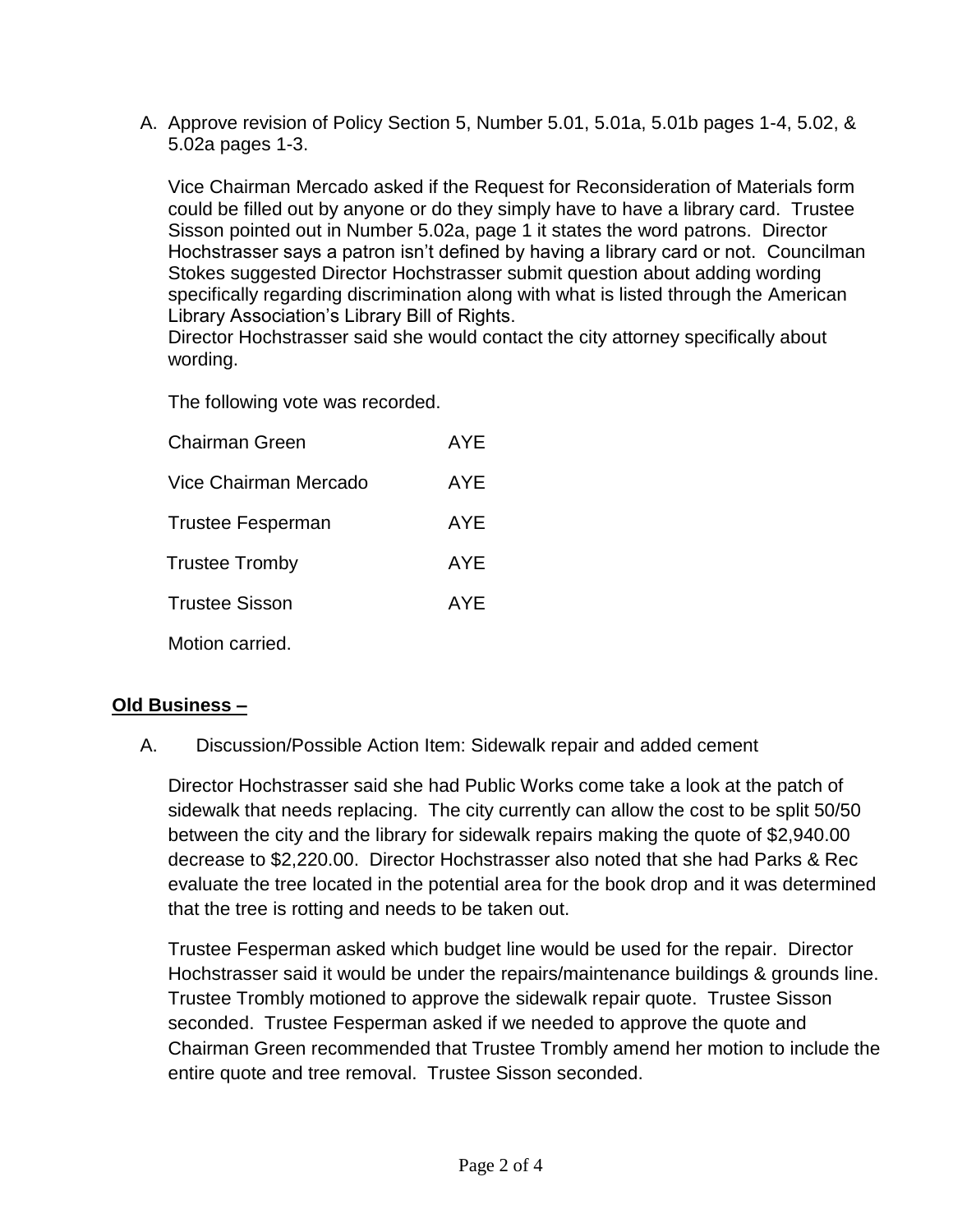A. Approve revision of Policy Section 5, Number 5.01, 5.01a, 5.01b pages 1-4, 5.02, & 5.02a pages 1-3.

Vice Chairman Mercado asked if the Request for Reconsideration of Materials form could be filled out by anyone or do they simply have to have a library card. Trustee Sisson pointed out in Number 5.02a, page 1 it states the word patrons. Director Hochstrasser says a patron isn't defined by having a library card or not. Councilman Stokes suggested Director Hochstrasser submit question about adding wording specifically regarding discrimination along with what is listed through the American Library Association's Library Bill of Rights.
Director Hochstrasser said she would contact the city attorney specifically about wording.

The following vote was recorded.

| | |
|---|---|
| Chairman Green | AYE |
| Vice Chairman Mercado | AYE |
| Trustee Fesperman | AYE |
| Trustee Tromby | AYE |
| Trustee Sisson | AYE |

Motion carried.

## Old Business –

A. Discussion/Possible Action Item: Sidewalk repair and added cement

Director Hochstrasser said she had Public Works come take a look at the patch of sidewalk that needs replacing. The city currently can allow the cost to be split 50/50 between the city and the library for sidewalk repairs making the quote of $2,940.00 decrease to $2,220.00. Director Hochstrasser also noted that she had Parks & Rec evaluate the tree located in the potential area for the book drop and it was determined that the tree is rotting and needs to be taken out.

Trustee Fesperman asked which budget line would be used for the repair. Director Hochstrasser said it would be under the repairs/maintenance buildings & grounds line. Trustee Trombly motioned to approve the sidewalk repair quote. Trustee Sisson seconded. Trustee Fesperman asked if we needed to approve the quote and Chairman Green recommended that Trustee Trombly amend her motion to include the entire quote and tree removal. Trustee Sisson seconded.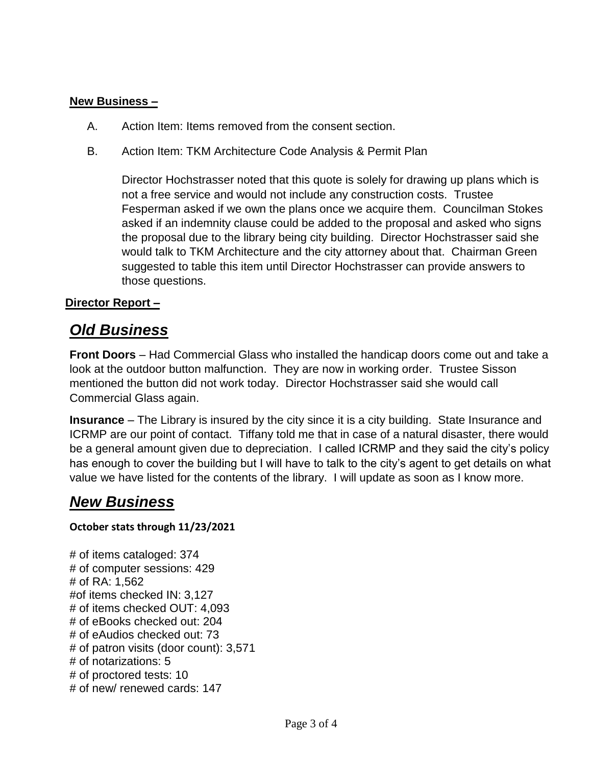**New Business –**

A. Action Item: Items removed from the consent section.

B. Action Item: TKM Architecture Code Analysis & Permit Plan

Director Hochstrasser noted that this quote is solely for drawing up plans which is not a free service and would not include any construction costs. Trustee Fesperman asked if we own the plans once we acquire them. Councilman Stokes asked if an indemnity clause could be added to the proposal and asked who signs the proposal due to the library being city building. Director Hochstrasser said she would talk to TKM Architecture and the city attorney about that. Chairman Green suggested to table this item until Director Hochstrasser can provide answers to those questions.

**Director Report –**

## *Old Business*

**Front Doors** – Had Commercial Glass who installed the handicap doors come out and take a look at the outdoor button malfunction. They are now in working order. Trustee Sisson mentioned the button did not work today. Director Hochstrasser said she would call Commercial Glass again.

**Insurance** – The Library is insured by the city since it is a city building. State Insurance and ICRMP are our point of contact. Tiffany told me that in case of a natural disaster, there would be a general amount given due to depreciation. I called ICRMP and they said the city's policy has enough to cover the building but I will have to talk to the city's agent to get details on what value we have listed for the contents of the library. I will update as soon as I know more.

## *New Business*

**October stats through 11/23/2021**

# of items cataloged: 374
# of computer sessions: 429
# of RA: 1,562
#of items checked IN: 3,127
# of items checked OUT: 4,093
# of eBooks checked out: 204
# of eAudios checked out: 73
# of patron visits (door count): 3,571
# of notarizations: 5
# of proctored tests: 10
# of new/ renewed cards: 147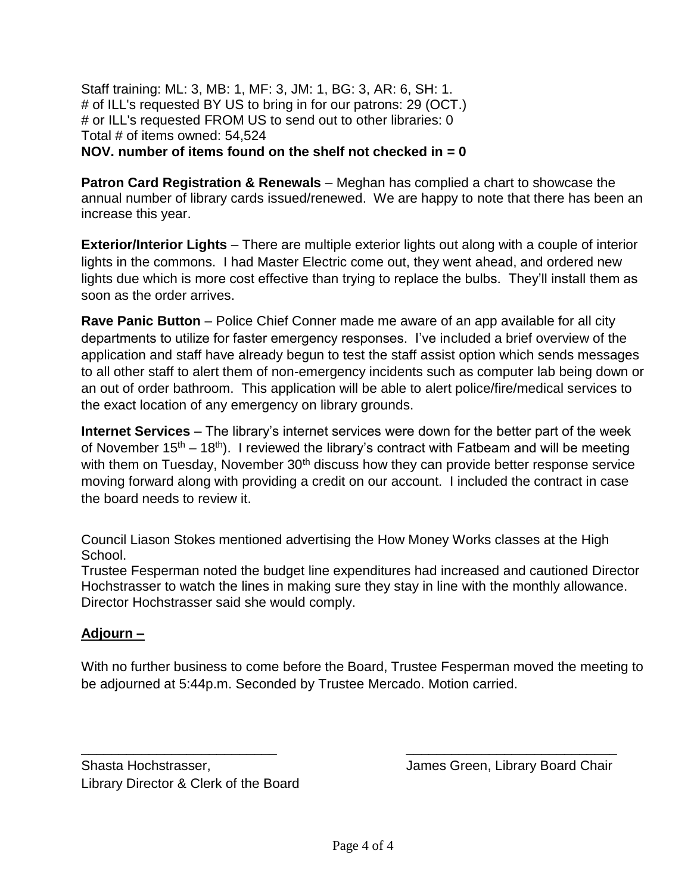Staff training: ML: 3, MB: 1, MF: 3, JM: 1, BG: 3, AR: 6, SH: 1.
# of ILL's requested BY US to bring in for our patrons: 29 (OCT.)
# or ILL's requested FROM US to send out to other libraries: 0
Total # of items owned: 54,524
**NOV. number of items found on the shelf not checked in = 0**

**Patron Card Registration & Renewals** – Meghan has complied a chart to showcase the annual number of library cards issued/renewed. We are happy to note that there has been an increase this year.

**Exterior/Interior Lights** – There are multiple exterior lights out along with a couple of interior lights in the commons. I had Master Electric come out, they went ahead, and ordered new lights due which is more cost effective than trying to replace the bulbs. They'll install them as soon as the order arrives.

**Rave Panic Button** – Police Chief Conner made me aware of an app available for all city departments to utilize for faster emergency responses. I've included a brief overview of the application and staff have already begun to test the staff assist option which sends messages to all other staff to alert them of non-emergency incidents such as computer lab being down or an out of order bathroom. This application will be able to alert police/fire/medical services to the exact location of any emergency on library grounds.

**Internet Services** – The library's internet services were down for the better part of the week of November 15th – 18th). I reviewed the library's contract with Fatbeam and will be meeting with them on Tuesday, November 30th discuss how they can provide better response service moving forward along with providing a credit on our account. I included the contract in case the board needs to review it.

Council Liason Stokes mentioned advertising the How Money Works classes at the High School.
Trustee Fesperman noted the budget line expenditures had increased and cautioned Director Hochstrasser to watch the lines in making sure they stay in line with the monthly allowance. Director Hochstrasser said she would comply.

## Adjourn –

With no further business to come before the Board, Trustee Fesperman moved the meeting to be adjourned at 5:44p.m. Seconded by Trustee Mercado. Motion carried.

___________________________ ___________________________

Shasta Hochstrasser,
Library Director & Clerk of the Board

James Green, Library Board Chair